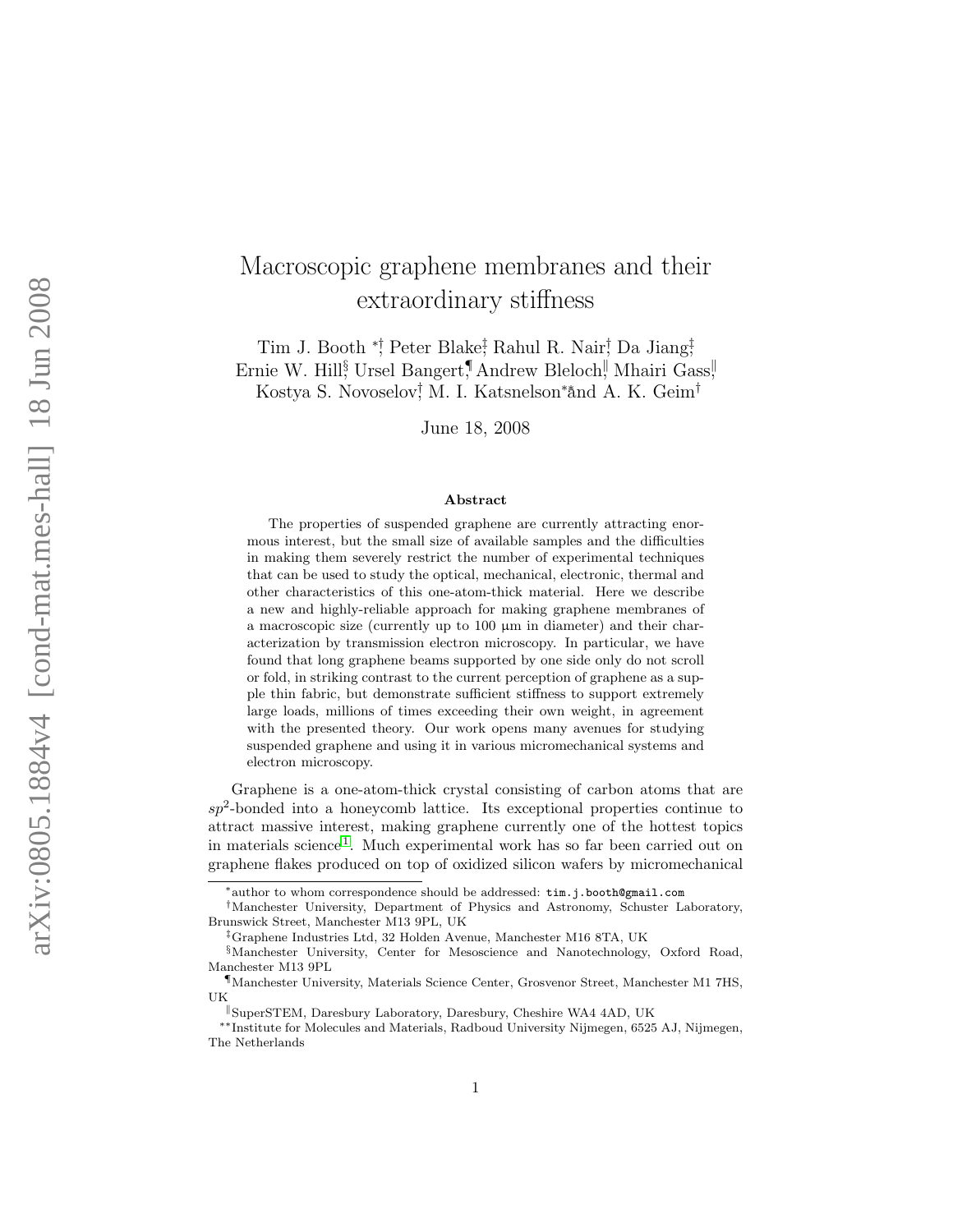# Macroscopic graphene membranes and their extraordinary stiffness

Tim J. Booth [*,†], Peter Blake[‡], Rahul R. Nair[†], Da Jiang[‡], Ernie W. Hill[§], Ursel Bangert[¶], Andrew Bleloch[‖], Mhairi Gass[‖], Kostya S. Novoselov[†], M. I. Katsnelson[**] and A. K. Geim[†]

June 18, 2008

### Abstract

The properties of suspended graphene are currently attracting enormous interest, but the small size of available samples and the difficulties in making them severely restrict the number of experimental techniques that can be used to study the optical, mechanical, electronic, thermal and other characteristics of this one-atom-thick material. Here we describe a new and highly-reliable approach for making graphene membranes of a macroscopic size (currently up to 100 µm in diameter) and their characterization by transmission electron microscopy. In particular, we have found that long graphene beams supported by one side only do not scroll or fold, in striking contrast to the current perception of graphene as a supple thin fabric, but demonstrate sufficient stiffness to support extremely large loads, millions of times exceeding their own weight, in agreement with the presented theory. Our work opens many avenues for studying suspended graphene and using it in various micromechanical systems and electron microscopy.

Graphene is a one-atom-thick crystal consisting of carbon atoms that are $sp^2$-bonded into a honeycomb lattice. Its exceptional properties continue to attract massive interest, making graphene currently one of the hottest topics in materials science[1]. Much experimental work has so far been carried out on graphene flakes produced on top of oxidized silicon wafers by micromechanical

---

[*] author to whom correspondence should be addressed: tim.j.booth@gmail.com

[†] Manchester University, Department of Physics and Astronomy, Schuster Laboratory, Brunswick Street, Manchester M13 9PL, UK

[‡] Graphene Industries Ltd, 32 Holden Avenue, Manchester M16 8TA, UK

[§] Manchester University, Center for Mesoscience and Nanotechnology, Oxford Road, Manchester M13 9PL

[¶] Manchester University, Materials Science Center, Grosvenor Street, Manchester M1 7HS, UK

[‖] SuperSTEM, Daresbury Laboratory, Daresbury, Cheshire WA4 4AD, UK

[**] Institute for Molecules and Materials, Radboud University Nijmegen, 6525 AJ, Nijmegen, The Netherlands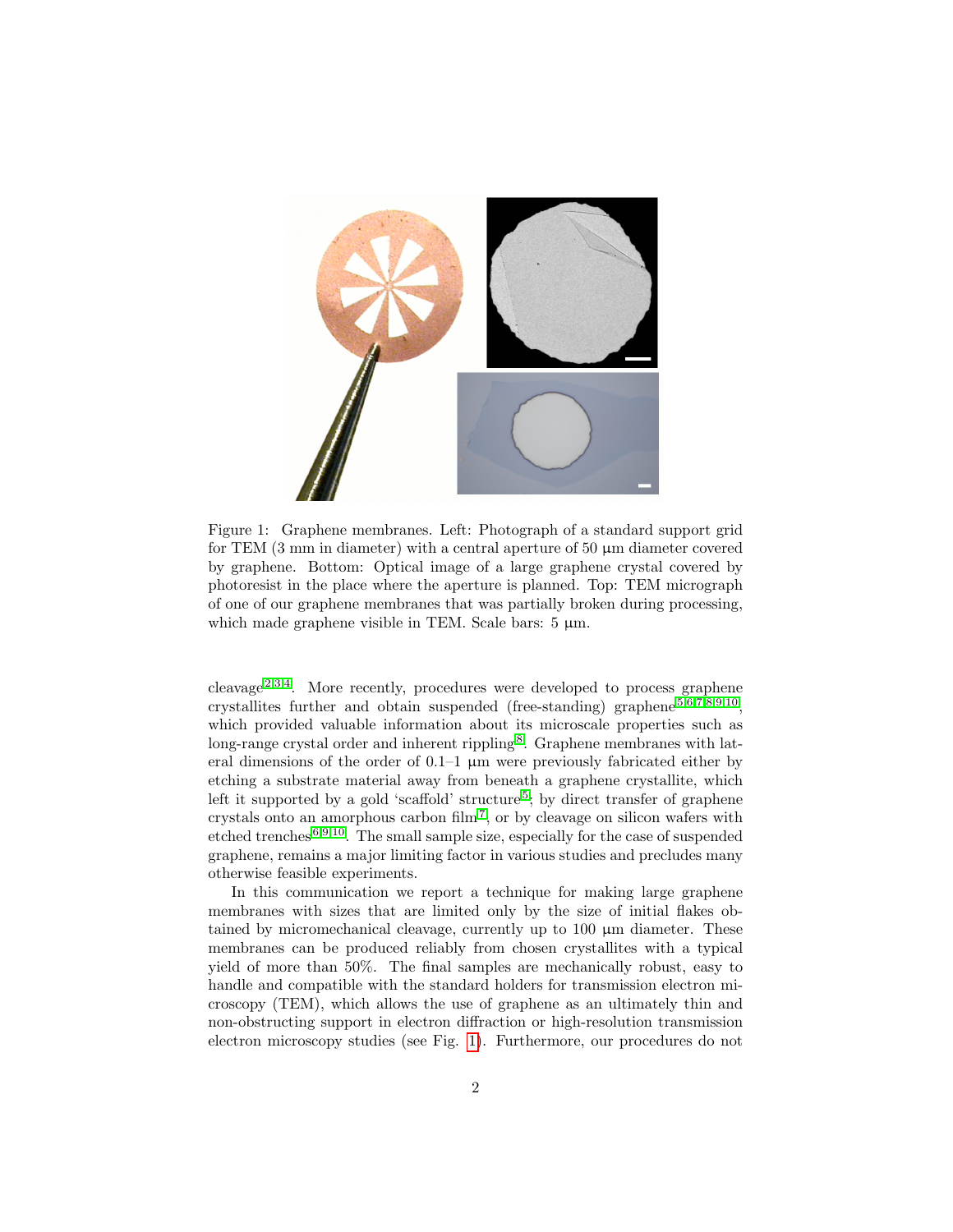Figure 1: Graphene membranes. Left: Photograph of a standard support grid for TEM (3 mm in diameter) with a central aperture of 50 μm diameter covered by graphene. Bottom: Optical image of a large graphene crystal covered by photoresist in the place where the aperture is planned. Top: TEM micrograph of one of our graphene membranes that was partially broken during processing, which made graphene visible in TEM. Scale bars: 5 μm.

cleavage[2,3,4]. More recently, procedures were developed to process graphene crystallites further and obtain suspended (free-standing) graphene[5,6,7,8,9,10], which provided valuable information about its microscale properties such as long-range crystal order and inherent rippling[8]. Graphene membranes with lateral dimensions of the order of 0.1–1 μm were previously fabricated either by etching a substrate material away from beneath a graphene crystallite, which left it supported by a gold 'scaffold' structure[5], by direct transfer of graphene crystals onto an amorphous carbon film[7], or by cleavage on silicon wafers with etched trenches[6,9,10]. The small sample size, especially for the case of suspended graphene, remains a major limiting factor in various studies and precludes many otherwise feasible experiments.

In this communication we report a technique for making large graphene membranes with sizes that are limited only by the size of initial flakes obtained by micromechanical cleavage, currently up to 100 μm diameter. These membranes can be produced reliably from chosen crystallites with a typical yield of more than 50%. The final samples are mechanically robust, easy to handle and compatible with the standard holders for transmission electron microscopy (TEM), which allows the use of graphene as an ultimately thin and non-obstructing support in electron diffraction or high-resolution transmission electron microscopy studies (see Fig. 1). Furthermore, our procedures do not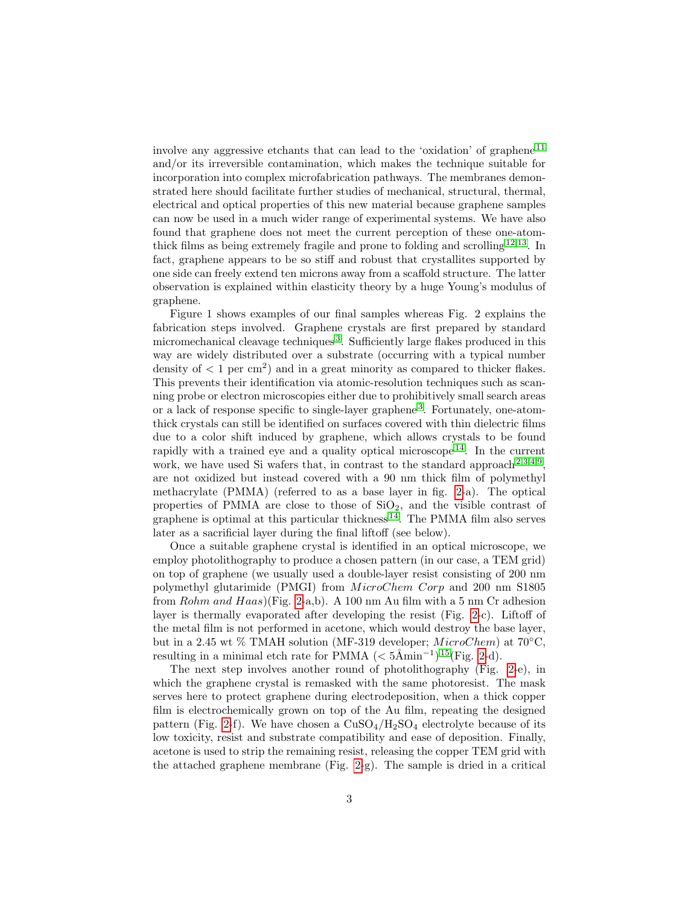involve any aggressive etchants that can lead to the 'oxidation' of graphene[11] and/or its irreversible contamination, which makes the technique suitable for incorporation into complex microfabrication pathways. The membranes demonstrated here should facilitate further studies of mechanical, structural, thermal, electrical and optical properties of this new material because graphene samples can now be used in a much wider range of experimental systems. We have also found that graphene does not meet the current perception of these one-atom-thick films as being extremely fragile and prone to folding and scrolling[12,13]. In fact, graphene appears to be so stiff and robust that crystallites supported by one side can freely extend ten microns away from a scaffold structure. The latter observation is explained within elasticity theory by a huge Young's modulus of graphene.

Figure 1 shows examples of our final samples whereas Fig. 2 explains the fabrication steps involved. Graphene crystals are first prepared by standard micromechanical cleavage techniques[3]. Sufficiently large flakes produced in this way are widely distributed over a substrate (occurring with a typical number density of $< 1$ per $cm^2$) and in a great minority as compared to thicker flakes. This prevents their identification via atomic-resolution techniques such as scanning probe or electron microscopies either due to prohibitively small search areas or a lack of response specific to single-layer graphene[3]. Fortunately, one-atom-thick crystals can still be identified on surfaces covered with thin dielectric films due to a color shift induced by graphene, which allows crystals to be found rapidly with a trained eye and a quality optical microscope[14]. In the current work, we have used Si wafers that, in contrast to the standard approach[2,3,4,9], are not oxidized but instead covered with a 90 nm thick film of polymethyl methacrylate (PMMA) (referred to as a base layer in fig. 2-a). The optical properties of PMMA are close to those of $SiO_2$, and the visible contrast of graphene is optimal at this particular thickness[14]. The PMMA film also serves later as a sacrificial layer during the final liftoff (see below).

Once a suitable graphene crystal is identified in an optical microscope, we employ photolithography to produce a chosen pattern (in our case, a TEM grid) on top of graphene (we usually used a double-layer resist consisting of 200 nm polymethyl glutarimide (PMGI) from *MicroChem Corp* and 200 nm S1805 from *Rohm and Haas*)(Fig. 2-a,b). A 100 nm Au film with a 5 nm Cr adhesion layer is thermally evaporated after developing the resist (Fig. 2-c). Liftoff of the metal film is not performed in acetone, which would destroy the base layer, but in a 2.45 wt % TMAH solution (MF-319 developer; *MicroChem*) at 70°C, resulting in a minimal etch rate for PMMA ($< 5$Å$\mathrm{min}^{-1}$)[15](Fig. 2-d).

The next step involves another round of photolithography (Fig. 2-e), in which the graphene crystal is remasked with the same photoresist. The mask serves here to protect graphene during electrodeposition, when a thick copper film is electrochemically grown on top of the Au film, repeating the designed pattern (Fig. 2-f). We have chosen a $CuSO_4/H_2SO_4$ electrolyte because of its low toxicity, resist and substrate compatibility and ease of deposition. Finally, acetone is used to strip the remaining resist, releasing the copper TEM grid with the attached graphene membrane (Fig. 2-g). The sample is dried in a critical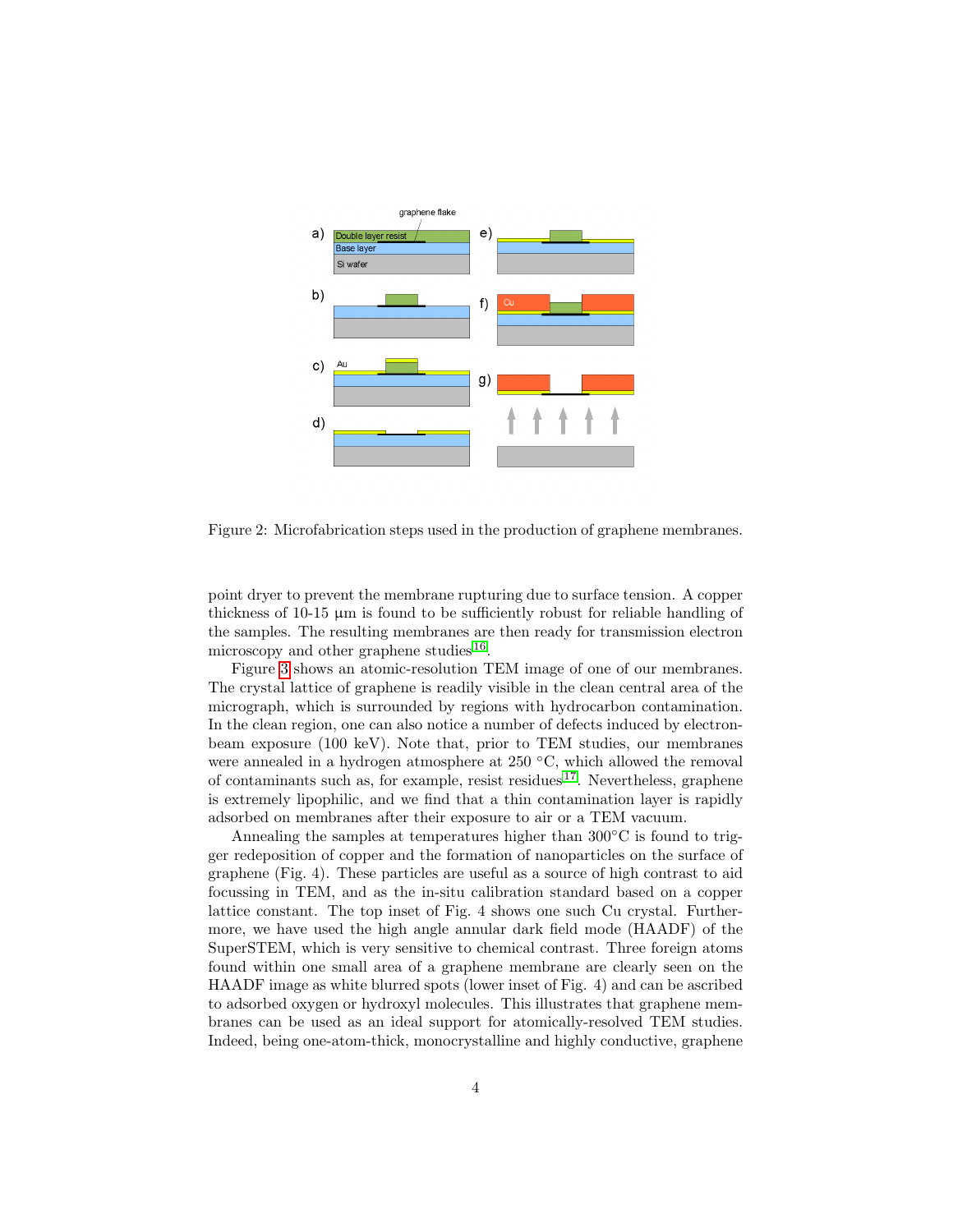Figure 2: Microfabrication steps used in the production of graphene membranes.

point dryer to prevent the membrane rupturing due to surface tension. A copper thickness of 10-15 µm is found to be sufficiently robust for reliable handling of the samples. The resulting membranes are then ready for transmission electron microscopy and other graphene studies[16].

Figure 3 shows an atomic-resolution TEM image of one of our membranes. The crystal lattice of graphene is readily visible in the clean central area of the micrograph, which is surrounded by regions with hydrocarbon contamination. In the clean region, one can also notice a number of defects induced by electron-beam exposure (100 keV). Note that, prior to TEM studies, our membranes were annealed in a hydrogen atmosphere at 250 °C, which allowed the removal of contaminants such as, for example, resist residues[17]. Nevertheless, graphene is extremely lipophilic, and we find that a thin contamination layer is rapidly adsorbed on membranes after their exposure to air or a TEM vacuum.

Annealing the samples at temperatures higher than 300°C is found to trigger redeposition of copper and the formation of nanoparticles on the surface of graphene (Fig. 4). These particles are useful as a source of high contrast to aid focussing in TEM, and as the in-situ calibration standard based on a copper lattice constant. The top inset of Fig. 4 shows one such Cu crystal. Furthermore, we have used the high angle annular dark field mode (HAADF) of the SuperSTEM, which is very sensitive to chemical contrast. Three foreign atoms found within one small area of a graphene membrane are clearly seen on the HAADF image as white blurred spots (lower inset of Fig. 4) and can be ascribed to adsorbed oxygen or hydroxyl molecules. This illustrates that graphene membranes can be used as an ideal support for atomically-resolved TEM studies. Indeed, being one-atom-thick, monocrystalline and highly conductive, graphene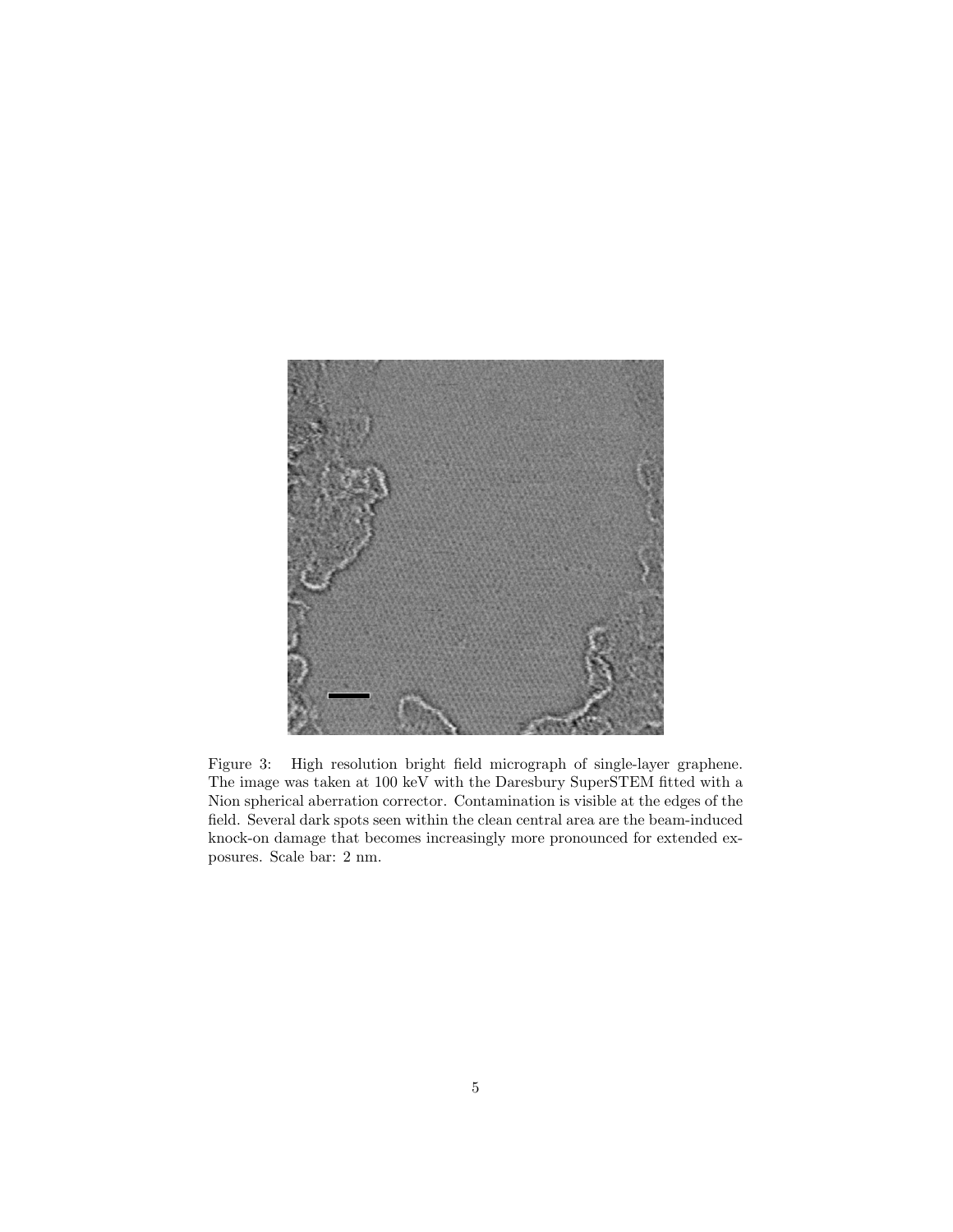Figure 3: High resolution bright field micrograph of single-layer graphene. The image was taken at 100 keV with the Daresbury SuperSTEM fitted with a Nion spherical aberration corrector. Contamination is visible at the edges of the field. Several dark spots seen within the clean central area are the beam-induced knock-on damage that becomes increasingly more pronounced for extended exposures. Scale bar: 2 nm.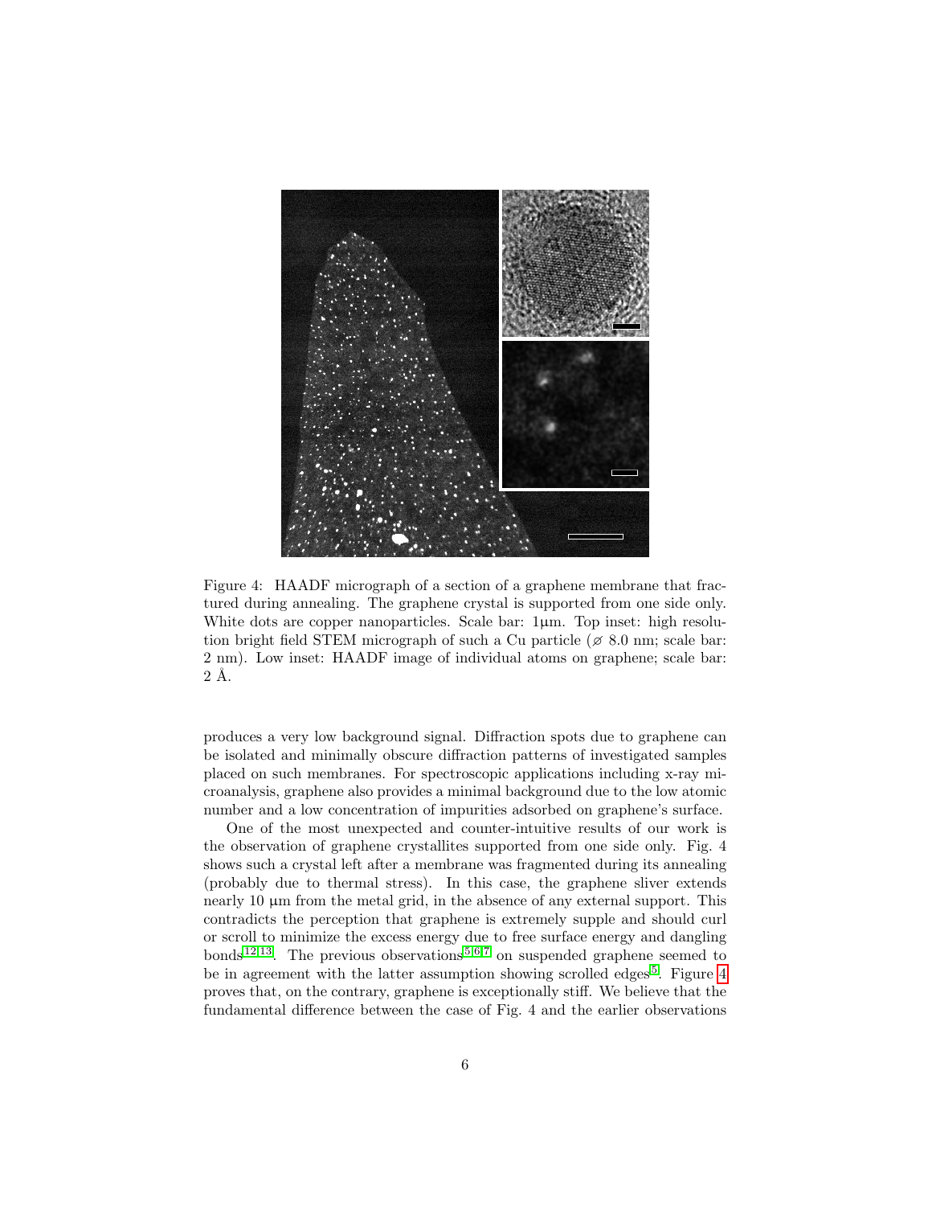Figure 4: HAADF micrograph of a section of a graphene membrane that fractured during annealing. The graphene crystal is supported from one side only. White dots are copper nanoparticles. Scale bar: 1μm. Top inset: high resolution bright field STEM micrograph of such a Cu particle (⌀ 8.0 nm; scale bar: 2 nm). Low inset: HAADF image of individual atoms on graphene; scale bar: 2 Å.

produces a very low background signal. Diffraction spots due to graphene can be isolated and minimally obscure diffraction patterns of investigated samples placed on such membranes. For spectroscopic applications including x-ray microanalysis, graphene also provides a minimal background due to the low atomic number and a low concentration of impurities adsorbed on graphene's surface.

One of the most unexpected and counter-intuitive results of our work is the observation of graphene crystallites supported from one side only. Fig. 4 shows such a crystal left after a membrane was fragmented during its annealing (probably due to thermal stress). In this case, the graphene sliver extends nearly 10 μm from the metal grid, in the absence of any external support. This contradicts the perception that graphene is extremely supple and should curl or scroll to minimize the excess energy due to free surface energy and dangling bonds[12,13]. The previous observations[5,6,7] on suspended graphene seemed to be in agreement with the latter assumption showing scrolled edges[5]. Figure 4 proves that, on the contrary, graphene is exceptionally stiff. We believe that the fundamental difference between the case of Fig. 4 and the earlier observations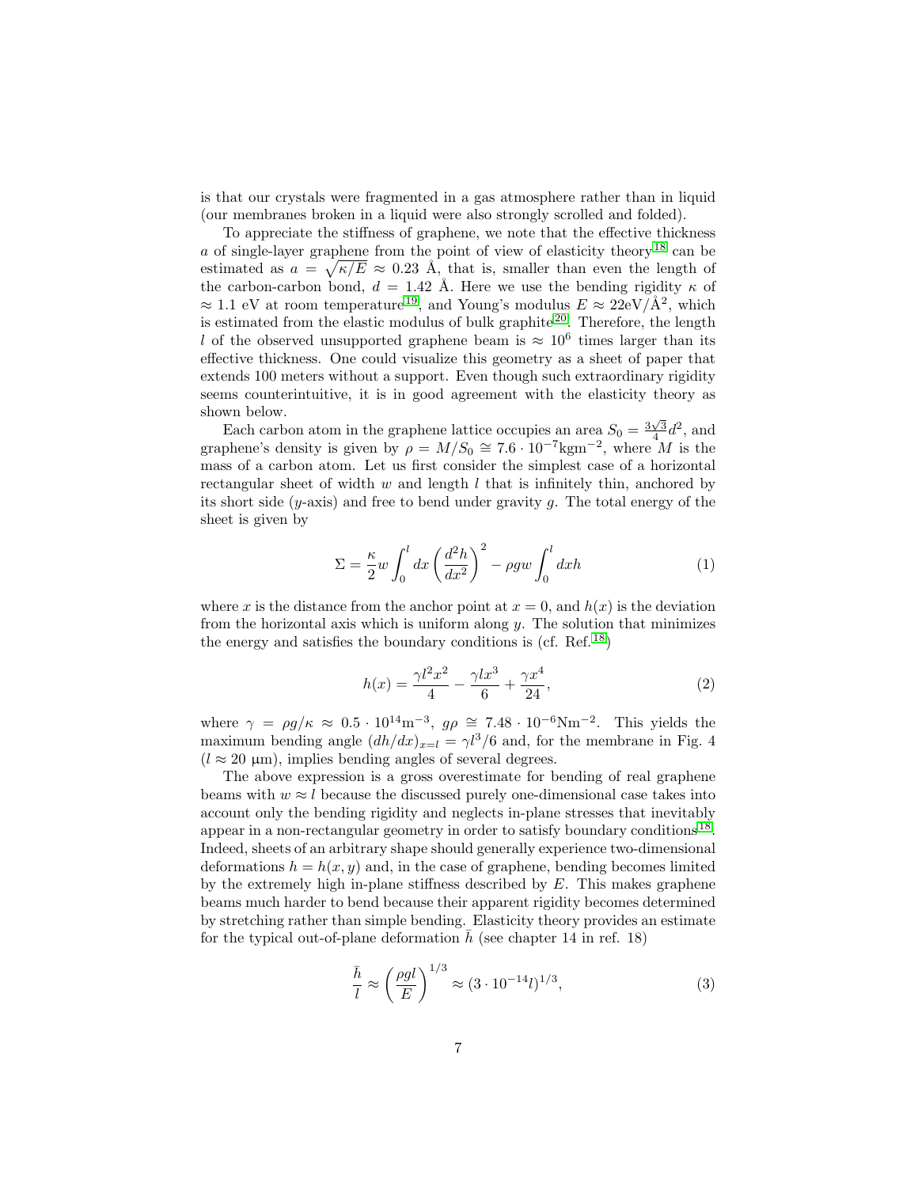is that our crystals were fragmented in a gas atmosphere rather than in liquid (our membranes broken in a liquid were also strongly scrolled and folded).

To appreciate the stiffness of graphene, we note that the effective thickness $a$ of single-layer graphene from the point of view of elasticity theory[18] can be estimated as $a = \sqrt{\kappa/E} \approx 0.23$ Å, that is, smaller than even the length of the carbon-carbon bond, $d = 1.42$ Å. Here we use the bending rigidity $\kappa$ of $\approx 1.1$ eV at room temperature[19], and Young's modulus $E \approx 22\text{eV/Å}^2$, which is estimated from the elastic modulus of bulk graphite[20]. Therefore, the length $l$ of the observed unsupported graphene beam is $\approx 10^6$ times larger than its effective thickness. One could visualize this geometry as a sheet of paper that extends 100 meters without a support. Even though such extraordinary rigidity seems counterintuitive, it is in good agreement with the elasticity theory as shown below.

Each carbon atom in the graphene lattice occupies an area $S_0 = \frac{3\sqrt{3}}{4}d^2$, and graphene's density is given by $\rho = M/S_0 \cong 7.6 \cdot 10^{-7}\text{kgm}^{-2}$, where $M$ is the mass of a carbon atom. Let us first consider the simplest case of a horizontal rectangular sheet of width $w$ and length $l$ that is infinitely thin, anchored by its short side ($y$-axis) and free to bend under gravity $g$. The total energy of the sheet is given by

$$\Sigma = \frac{\kappa}{2} w \int_0^l dx \left(\frac{d^2h}{dx^2}\right)^2 - \rho g w \int_0^l dx h \tag{1}$$

where $x$ is the distance from the anchor point at $x = 0$, and $h(x)$ is the deviation from the horizontal axis which is uniform along $y$. The solution that minimizes the energy and satisfies the boundary conditions is (cf. Ref.[18])

$$h(x) = \frac{\gamma l^2 x^2}{4} - \frac{\gamma l x^3}{6} + \frac{\gamma x^4}{24}, \tag{2}$$

where $\gamma = \rho g/\kappa \approx 0.5 \cdot 10^{14}\text{m}^{-3}$, $g\rho \cong 7.48 \cdot 10^{-6}\text{Nm}^{-2}$. This yields the maximum bending angle $(dh/dx)_{x=l} = \gamma l^3/6$ and, for the membrane in Fig. 4 ($l \approx 20$ μm), implies bending angles of several degrees.

The above expression is a gross overestimate for bending of real graphene beams with $w \approx l$ because the discussed purely one-dimensional case takes into account only the bending rigidity and neglects in-plane stresses that inevitably appear in a non-rectangular geometry in order to satisfy boundary conditions[18]. Indeed, sheets of an arbitrary shape should generally experience two-dimensional deformations $h = h(x, y)$ and, in the case of graphene, bending becomes limited by the extremely high in-plane stiffness described by $E$. This makes graphene beams much harder to bend because their apparent rigidity becomes determined by stretching rather than simple bending. Elasticity theory provides an estimate for the typical out-of-plane deformation $\bar{h}$ (see chapter 14 in ref. 18)

$$\frac{\bar{h}}{l} \approx \left(\frac{\rho g l}{E}\right)^{1/3} \approx (3 \cdot 10^{-14} l)^{1/3}, \tag{3}$$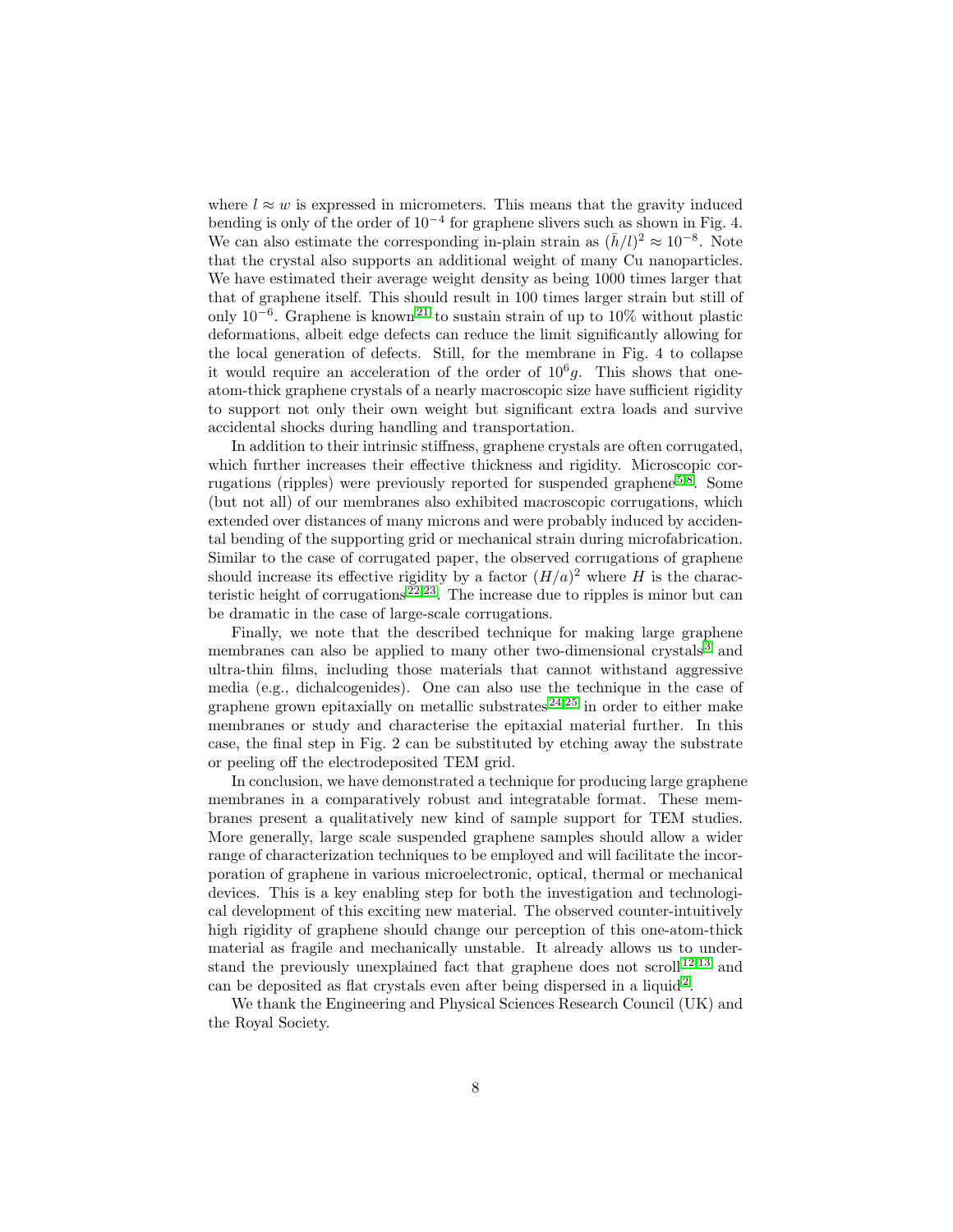where $l \approx w$ is expressed in micrometers. This means that the gravity induced bending is only of the order of $10^{-4}$ for graphene slivers such as shown in Fig. 4. We can also estimate the corresponding in-plain strain as $(\bar{h}/l)^2 \approx 10^{-8}$. Note that the crystal also supports an additional weight of many Cu nanoparticles. We have estimated their average weight density as being 1000 times larger that that of graphene itself. This should result in 100 times larger strain but still of only $10^{-6}$. Graphene is known[21] to sustain strain of up to 10% without plastic deformations, albeit edge defects can reduce the limit significantly allowing for the local generation of defects. Still, for the membrane in Fig. 4 to collapse it would require an acceleration of the order of $10^6 g$. This shows that one-atom-thick graphene crystals of a nearly macroscopic size have sufficient rigidity to support not only their own weight but significant extra loads and survive accidental shocks during handling and transportation.

In addition to their intrinsic stiffness, graphene crystals are often corrugated, which further increases their effective thickness and rigidity. Microscopic corrugations (ripples) were previously reported for suspended graphene[5,8]. Some (but not all) of our membranes also exhibited macroscopic corrugations, which extended over distances of many microns and were probably induced by accidental bending of the supporting grid or mechanical strain during microfabrication. Similar to the case of corrugated paper, the observed corrugations of graphene should increase its effective rigidity by a factor $(H/a)^2$ where $H$ is the characteristic height of corrugations[22,23]. The increase due to ripples is minor but can be dramatic in the case of large-scale corrugations.

Finally, we note that the described technique for making large graphene membranes can also be applied to many other two-dimensional crystals[3] and ultra-thin films, including those materials that cannot withstand aggressive media (e.g., dichalcogenides). One can also use the technique in the case of graphene grown epitaxially on metallic substrates[24,25] in order to either make membranes or study and characterise the epitaxial material further. In this case, the final step in Fig. 2 can be substituted by etching away the substrate or peeling off the electrodeposited TEM grid.

In conclusion, we have demonstrated a technique for producing large graphene membranes in a comparatively robust and integratable format. These membranes present a qualitatively new kind of sample support for TEM studies. More generally, large scale suspended graphene samples should allow a wider range of characterization techniques to be employed and will facilitate the incorporation of graphene in various microelectronic, optical, thermal or mechanical devices. This is a key enabling step for both the investigation and technological development of this exciting new material. The observed counter-intuitively high rigidity of graphene should change our perception of this one-atom-thick material as fragile and mechanically unstable. It already allows us to understand the previously unexplained fact that graphene does not scroll[12,13] and can be deposited as flat crystals even after being dispersed in a liquid[2].

We thank the Engineering and Physical Sciences Research Council (UK) and the Royal Society.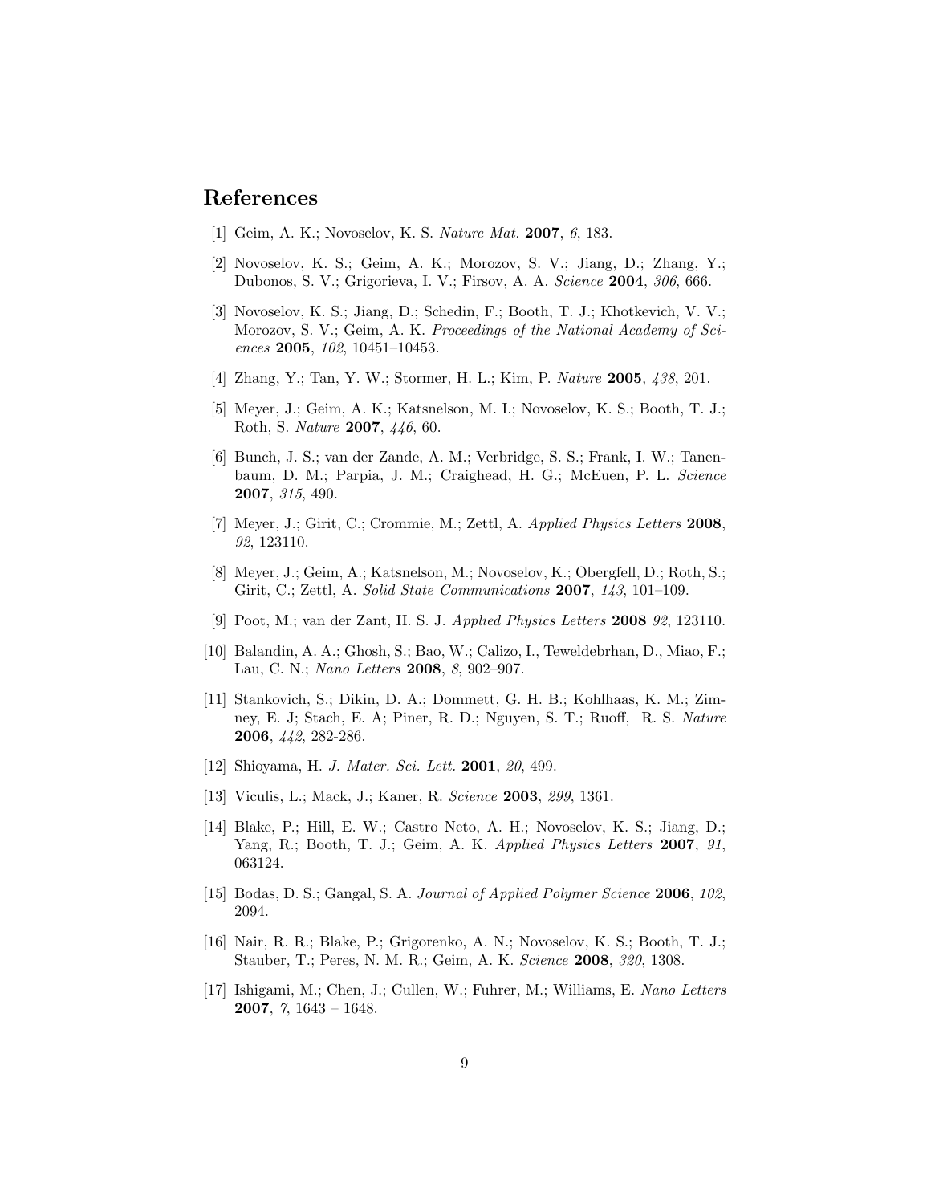## References

[1] Geim, A. K.; Novoselov, K. S. *Nature Mat.* **2007**, *6*, 183.

[2] Novoselov, K. S.; Geim, A. K.; Morozov, S. V.; Jiang, D.; Zhang, Y.; Dubonos, S. V.; Grigorieva, I. V.; Firsov, A. A. *Science* **2004**, *306*, 666.

[3] Novoselov, K. S.; Jiang, D.; Schedin, F.; Booth, T. J.; Khotkevich, V. V.; Morozov, S. V.; Geim, A. K. *Proceedings of the National Academy of Sciences* **2005**, *102*, 10451–10453.

[4] Zhang, Y.; Tan, Y. W.; Stormer, H. L.; Kim, P. *Nature* **2005**, *438*, 201.

[5] Meyer, J.; Geim, A. K.; Katsnelson, M. I.; Novoselov, K. S.; Booth, T. J.; Roth, S. *Nature* **2007**, *446*, 60.

[6] Bunch, J. S.; van der Zande, A. M.; Verbridge, S. S.; Frank, I. W.; Tanenbaum, D. M.; Parpia, J. M.; Craighead, H. G.; McEuen, P. L. *Science* **2007**, *315*, 490.

[7] Meyer, J.; Girit, C.; Crommie, M.; Zettl, A. *Applied Physics Letters* **2008**, *92*, 123110.

[8] Meyer, J.; Geim, A.; Katsnelson, M.; Novoselov, K.; Obergfell, D.; Roth, S.; Girit, C.; Zettl, A. *Solid State Communications* **2007**, *143*, 101–109.

[9] Poot, M.; van der Zant, H. S. J. *Applied Physics Letters* **2008** *92*, 123110.

[10] Balandin, A. A.; Ghosh, S.; Bao, W.; Calizo, I., Teweldebrhan, D., Miao, F.; Lau, C. N.; *Nano Letters* **2008**, *8*, 902–907.

[11] Stankovich, S.; Dikin, D. A.; Dommett, G. H. B.; Kohlhaas, K. M.; Zimney, E. J; Stach, E. A; Piner, R. D.; Nguyen, S. T.; Ruoff, R. S. *Nature* **2006**, *442*, 282-286.

[12] Shioyama, H. *J. Mater. Sci. Lett.* **2001**, *20*, 499.

[13] Viculis, L.; Mack, J.; Kaner, R. *Science* **2003**, *299*, 1361.

[14] Blake, P.; Hill, E. W.; Castro Neto, A. H.; Novoselov, K. S.; Jiang, D.; Yang, R.; Booth, T. J.; Geim, A. K. *Applied Physics Letters* **2007**, *91*, 063124.

[15] Bodas, D. S.; Gangal, S. A. *Journal of Applied Polymer Science* **2006**, *102*, 2094.

[16] Nair, R. R.; Blake, P.; Grigorenko, A. N.; Novoselov, K. S.; Booth, T. J.; Stauber, T.; Peres, N. M. R.; Geim, A. K. *Science* **2008**, *320*, 1308.

[17] Ishigami, M.; Chen, J.; Cullen, W.; Fuhrer, M.; Williams, E. *Nano Letters* **2007**, *7*, 1643 – 1648.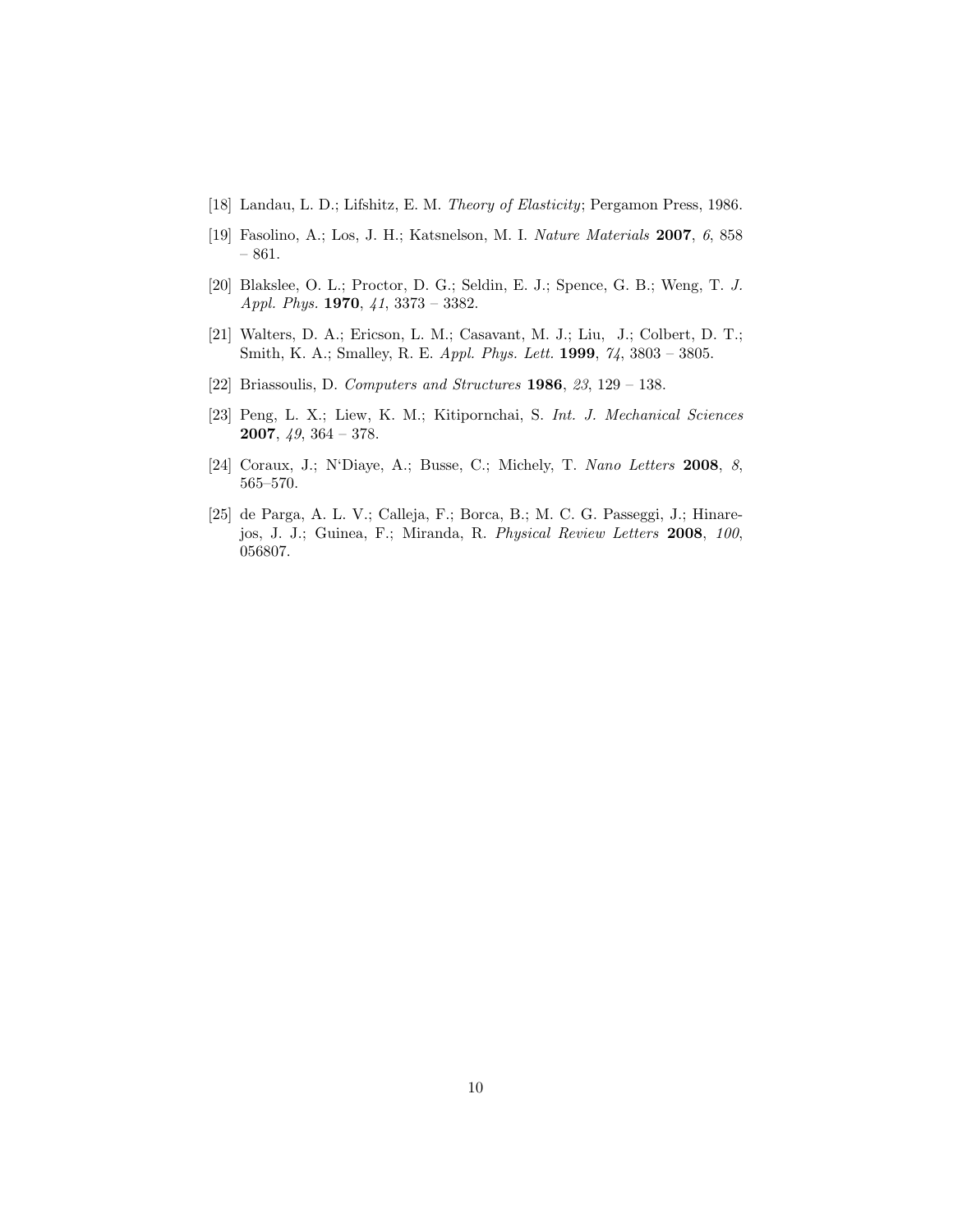[18] Landau, L. D.; Lifshitz, E. M. *Theory of Elasticity*; Pergamon Press, 1986.

[19] Fasolino, A.; Los, J. H.; Katsnelson, M. I. *Nature Materials* **2007**, *6*, 858 – 861.

[20] Blakslee, O. L.; Proctor, D. G.; Seldin, E. J.; Spence, G. B.; Weng, T. *J. Appl. Phys.* **1970**, *41*, 3373 – 3382.

[21] Walters, D. A.; Ericson, L. M.; Casavant, M. J.; Liu, J.; Colbert, D. T.; Smith, K. A.; Smalley, R. E. *Appl. Phys. Lett.* **1999**, *74*, 3803 – 3805.

[22] Briassoulis, D. *Computers and Structures* **1986**, *23*, 129 – 138.

[23] Peng, L. X.; Liew, K. M.; Kitipornchai, S. *Int. J. Mechanical Sciences* **2007**, *49*, 364 – 378.

[24] Coraux, J.; N'Diaye, A.; Busse, C.; Michely, T. *Nano Letters* **2008**, *8*, 565–570.

[25] de Parga, A. L. V.; Calleja, F.; Borca, B.; M. C. G. Passeggi, J.; Hinarejos, J. J.; Guinea, F.; Miranda, R. *Physical Review Letters* **2008**, *100*, 056807.